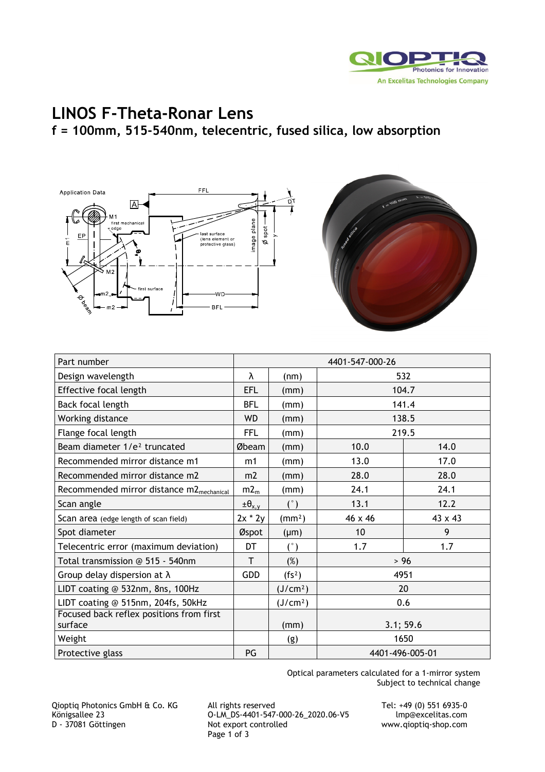# LINOS F-Theta-Ronar Lens

## f = 100mm, 515-540nm, telecentric, fused silica, low absorption

| Part number | | | 4401-547-000-26 | |
|---|---|---|---|---|
| Design wavelength | λ | (nm) | 532 | |
| Effective focal length | EFL | (mm) | 104.7 | |
| Back focal length | BFL | (mm) | 141.4 | |
| Working distance | WD | (mm) | 138.5 | |
| Flange focal length | FFL | (mm) | 219.5 | |
| Beam diameter 1/e² truncated | Øbeam | (mm) | 10.0 | 14.0 |
| Recommended mirror distance m1 | m1 | (mm) | 13.0 | 17.0 |
| Recommended mirror distance m2 | m2 | (mm) | 28.0 | 28.0 |
| Recommended mirror distance $m2_{mechanical}$ | $m2_m$ | (mm) | 24.1 | 24.1 |
| Scan angle | $\pm\theta_{x,y}$ | (°) | 13.1 | 12.2 |
| Scan area (edge length of scan field) | 2x * 2y | (mm²) | 46 x 46 | 43 x 43 |
| Spot diameter | Øspot | (µm) | 10 | 9 |
| Telecentric error (maximum deviation) | DT | (°) | 1.7 | 1.7 |
| Total transmission @ 515 - 540nm | T | (%) | > 96 | |
| Group delay dispersion at λ | GDD | (fs²) | 4951 | |
| LIDT coating @ 532nm, 8ns, 100Hz | | (J/cm²) | 20 | |
| LIDT coating @ 515nm, 204fs, 50kHz | | (J/cm²) | 0.6 | |
| Focused back reflex positions from first surface | | (mm) | 3.1; 59.6 | |
| Weight | | (g) | 1650 | |
| Protective glass | PG | | 4401-496-005-01 | |

Optical parameters calculated for a 1-mirror system
Subject to technical change

Qioptiq Photonics GmbH & Co. KG
Königsallee 23
D - 37081 Göttingen

All rights reserved
O-LM_DS-4401-547-000-26_2020.06-V5
Not export controlled

Tel: +49 (0) 551 6935-0
lmp@excelitas.com
www.qioptiq-shop.com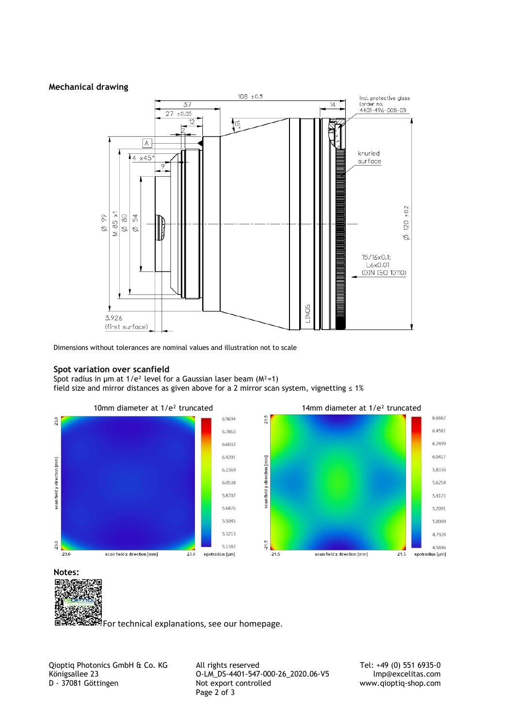## Mechanical drawing

Dimensions without tolerances are nominal values and illustration not to scale

## Spot variation over scanfield

Spot radius in µm at $1/e^2$ level for a Gaussian laser beam ($M^2$=1)
field size and mirror distances as given above for a 2 mirror scan system, vignetting ≤ 1%

10mm diameter at $1/e^2$ truncated

14mm diameter at $1/e^2$ truncated

**Notes:**

For technical explanations, see our homepage.

Qioptiq Photonics GmbH & Co. KG
Königsallee 23
D - 37081 Göttingen

All rights reserved
O-LM_DS-4401-547-000-26_2020.06-V5
Not export controlled

Tel: +49 (0) 551 6935-0
lmp@excelitas.com
www.qioptiq-shop.com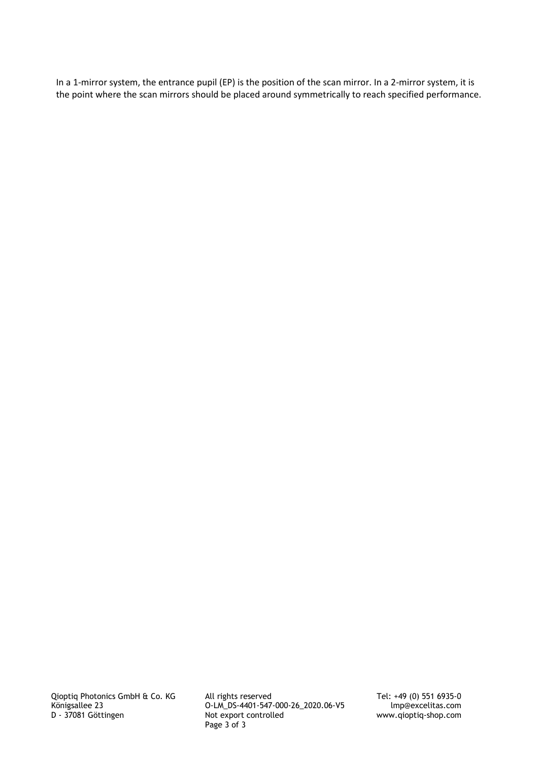In a 1-mirror system, the entrance pupil (EP) is the position of the scan mirror. In a 2-mirror system, it is the point where the scan mirrors should be placed around symmetrically to reach specified performance.